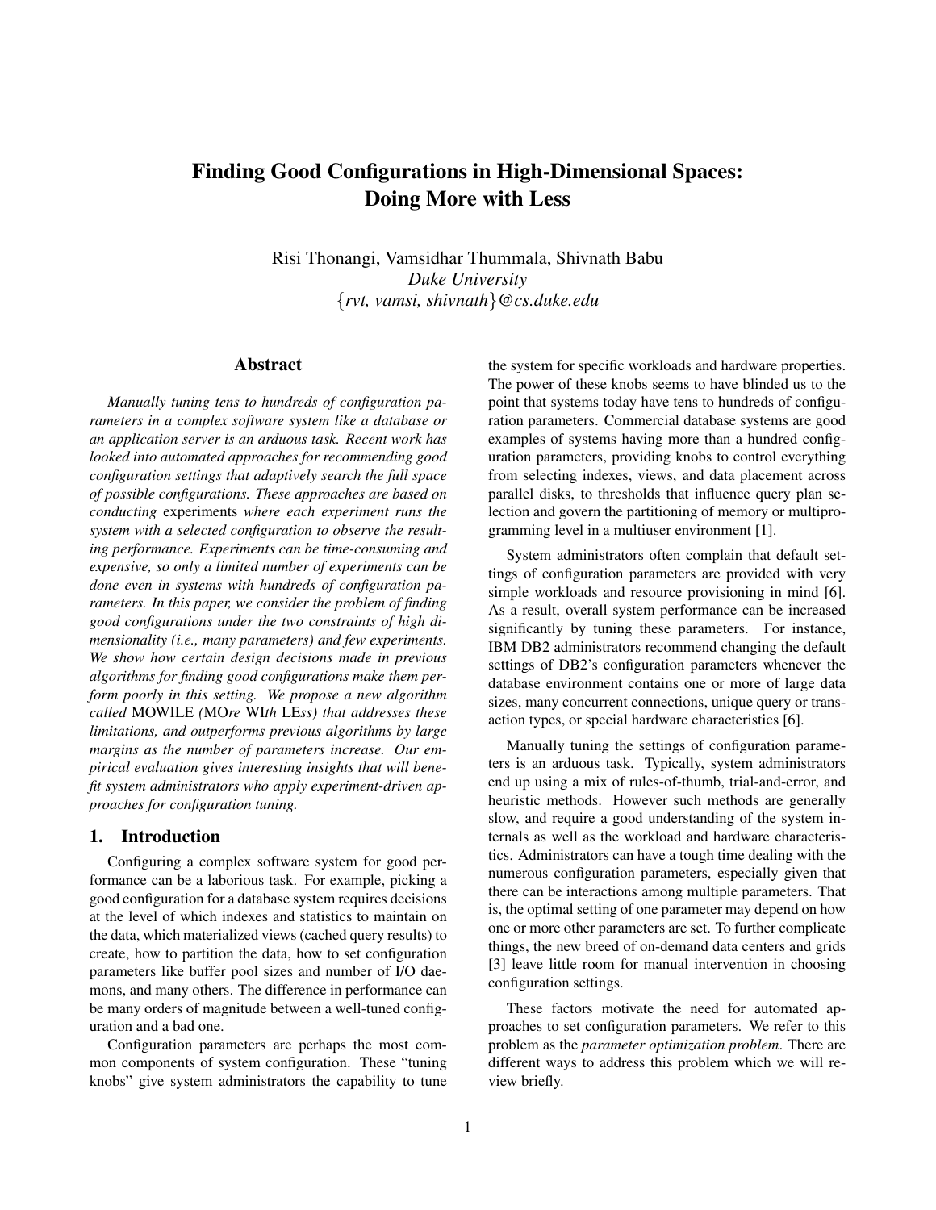# Finding Good Configurations in High-Dimensional Spaces: Doing More with Less

Risi Thonangi, Vamsidhar Thummala, Shivnath Babu
*Duke University*
{*rvt, vamsi, shivnath*}*@cs.duke.edu*

## Abstract

*Manually tuning tens to hundreds of configuration parameters in a complex software system like a database or an application server is an arduous task. Recent work has looked into automated approaches for recommending good configuration settings that adaptively search the full space of possible configurations. These approaches are based on conducting* experiments *where each experiment runs the system with a selected configuration to observe the resulting performance. Experiments can be time-consuming and expensive, so only a limited number of experiments can be done even in systems with hundreds of configuration parameters. In this paper, we consider the problem of finding good configurations under the two constraints of high dimensionality (i.e., many parameters) and few experiments. We show how certain design decisions made in previous algorithms for finding good configurations make them perform poorly in this setting. We propose a new algorithm called* MOWILE *(*MO*re* WI*th* LE*ss) that addresses these limitations, and outperforms previous algorithms by large margins as the number of parameters increase. Our empirical evaluation gives interesting insights that will benefit system administrators who apply experiment-driven approaches for configuration tuning.*

## 1. Introduction

Configuring a complex software system for good performance can be a laborious task. For example, picking a good configuration for a database system requires decisions at the level of which indexes and statistics to maintain on the data, which materialized views (cached query results) to create, how to partition the data, how to set configuration parameters like buffer pool sizes and number of I/O daemons, and many others. The difference in performance can be many orders of magnitude between a well-tuned configuration and a bad one.

Configuration parameters are perhaps the most common components of system configuration. These "tuning knobs" give system administrators the capability to tune the system for specific workloads and hardware properties. The power of these knobs seems to have blinded us to the point that systems today have tens to hundreds of configuration parameters. Commercial database systems are good examples of systems having more than a hundred configuration parameters, providing knobs to control everything from selecting indexes, views, and data placement across parallel disks, to thresholds that influence query plan selection and govern the partitioning of memory or multiprogramming level in a multiuser environment [1].

System administrators often complain that default settings of configuration parameters are provided with very simple workloads and resource provisioning in mind [6]. As a result, overall system performance can be increased significantly by tuning these parameters. For instance, IBM DB2 administrators recommend changing the default settings of DB2's configuration parameters whenever the database environment contains one or more of large data sizes, many concurrent connections, unique query or transaction types, or special hardware characteristics [6].

Manually tuning the settings of configuration parameters is an arduous task. Typically, system administrators end up using a mix of rules-of-thumb, trial-and-error, and heuristic methods. However such methods are generally slow, and require a good understanding of the system internals as well as the workload and hardware characteristics. Administrators can have a tough time dealing with the numerous configuration parameters, especially given that there can be interactions among multiple parameters. That is, the optimal setting of one parameter may depend on how one or more other parameters are set. To further complicate things, the new breed of on-demand data centers and grids [3] leave little room for manual intervention in choosing configuration settings.

These factors motivate the need for automated approaches to set configuration parameters. We refer to this problem as the *parameter optimization problem*. There are different ways to address this problem which we will review briefly.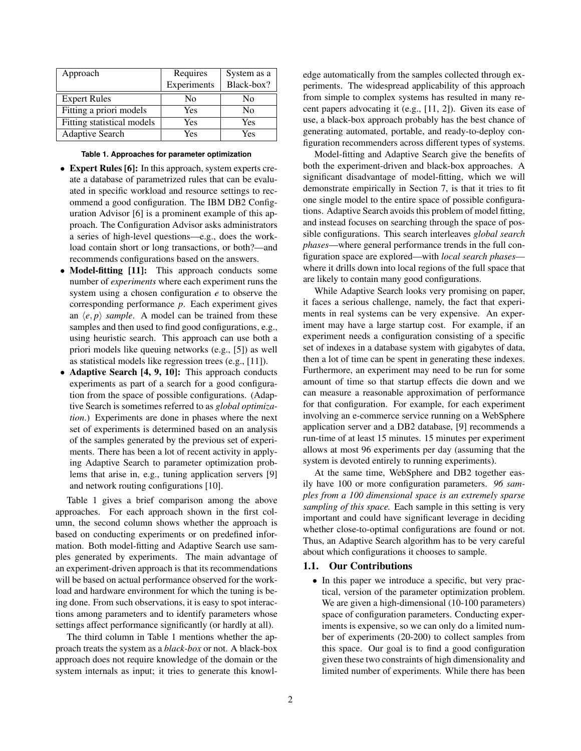| Approach | Requires Experiments | System as a Black-box? |
| --- | --- | --- |
| Expert Rules | No | No |
| Fitting a priori models | Yes | No |
| Fitting statistical models | Yes | Yes |
| Adaptive Search | Yes | Yes |

**Table 1. Approaches for parameter optimization**

- **Expert Rules [6]:** In this approach, system experts create a database of parametrized rules that can be evaluated in specific workload and resource settings to recommend a good configuration. The IBM DB2 Configuration Advisor [6] is a prominent example of this approach. The Configuration Advisor asks administrators a series of high-level questions—e.g., does the workload contain short or long transactions, or both?—and recommends configurations based on the answers.
- **Model-fitting [11]:** This approach conducts some number of *experiments* where each experiment runs the system using a chosen configuration $e$ to observe the corresponding performance $p$. Each experiment gives an $\langle e, p \rangle$ *sample*. A model can be trained from these samples and then used to find good configurations, e.g., using heuristic search. This approach can use both a priori models like queuing networks (e.g., [5]) as well as statistical models like regression trees (e.g., [11]).
- **Adaptive Search [4, 9, 10]:** This approach conducts experiments as part of a search for a good configuration from the space of possible configurations. (Adaptive Search is sometimes referred to as *global optimization*.) Experiments are done in phases where the next set of experiments is determined based on an analysis of the samples generated by the previous set of experiments. There has been a lot of recent activity in applying Adaptive Search to parameter optimization problems that arise in, e.g., tuning application servers [9] and network routing configurations [10].

Table 1 gives a brief comparison among the above approaches. For each approach shown in the first column, the second column shows whether the approach is based on conducting experiments or on predefined information. Both model-fitting and Adaptive Search use samples generated by experiments. The main advantage of an experiment-driven approach is that its recommendations will be based on actual performance observed for the workload and hardware environment for which the tuning is being done. From such observations, it is easy to spot interactions among parameters and to identify parameters whose settings affect performance significantly (or hardly at all).

The third column in Table 1 mentions whether the approach treats the system as a *black-box* or not. A black-box approach does not require knowledge of the domain or the system internals as input; it tries to generate this knowledge automatically from the samples collected through experiments. The widespread applicability of this approach from simple to complex systems has resulted in many recent papers advocating it (e.g., [11, 2]). Given its ease of use, a black-box approach probably has the best chance of generating automated, portable, and ready-to-deploy configuration recommenders across different types of systems.

Model-fitting and Adaptive Search give the benefits of both the experiment-driven and black-box approaches. A significant disadvantage of model-fitting, which we will demonstrate empirically in Section 7, is that it tries to fit one single model to the entire space of possible configurations. Adaptive Search avoids this problem of model fitting, and instead focuses on searching through the space of possible configurations. This search interleaves *global search phases*—where general performance trends in the full configuration space are explored—with *local search phases*—where it drills down into local regions of the full space that are likely to contain many good configurations.

While Adaptive Search looks very promising on paper, it faces a serious challenge, namely, the fact that experiments in real systems can be very expensive. An experiment may have a large startup cost. For example, if an experiment needs a configuration consisting of a specific set of indexes in a database system with gigabytes of data, then a lot of time can be spent in generating these indexes. Furthermore, an experiment may need to be run for some amount of time so that startup effects die down and we can measure a reasonable approximation of performance for that configuration. For example, for each experiment involving an e-commerce service running on a WebSphere application server and a DB2 database, [9] recommends a run-time of at least 15 minutes. 15 minutes per experiment allows at most 96 experiments per day (assuming that the system is devoted entirely to running experiments).

At the same time, WebSphere and DB2 together easily have 100 or more configuration parameters. *96 samples from a 100 dimensional space is an extremely sparse sampling of this space.* Each sample in this setting is very important and could have significant leverage in deciding whether close-to-optimal configurations are found or not. Thus, an Adaptive Search algorithm has to be very careful about which configurations it chooses to sample.

### 1.1. Our Contributions

- In this paper we introduce a specific, but very practical, version of the parameter optimization problem. We are given a high-dimensional (10-100 parameters) space of configuration parameters. Conducting experiments is expensive, so we can only do a limited number of experiments (20-200) to collect samples from this space. Our goal is to find a good configuration given these two constraints of high dimensionality and limited number of experiments. While there has been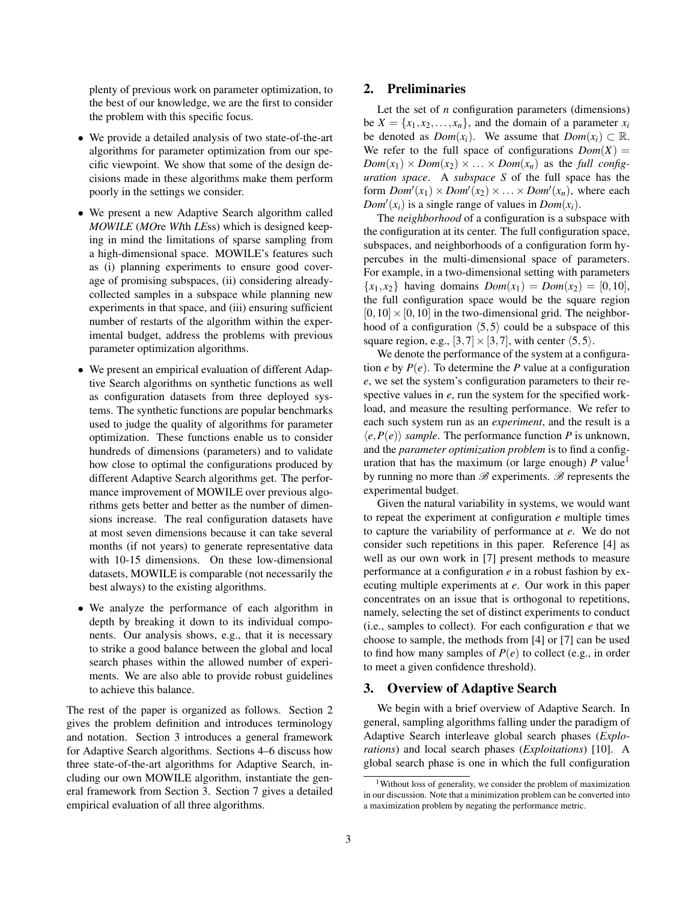plenty of previous work on parameter optimization, to the best of our knowledge, we are the first to consider the problem with this specific focus.

- We provide a detailed analysis of two state-of-the-art algorithms for parameter optimization from our specific viewpoint. We show that some of the design decisions made in these algorithms make them perform poorly in the settings we consider.
- We present a new Adaptive Search algorithm called *MOWILE* (*MO*re *WI*th *LE*ss) which is designed keeping in mind the limitations of sparse sampling from a high-dimensional space. MOWILE's features such as (i) planning experiments to ensure good coverage of promising subspaces, (ii) considering already-collected samples in a subspace while planning new experiments in that space, and (iii) ensuring sufficient number of restarts of the algorithm within the experimental budget, address the problems with previous parameter optimization algorithms.
- We present an empirical evaluation of different Adaptive Search algorithms on synthetic functions as well as configuration datasets from three deployed systems. The synthetic functions are popular benchmarks used to judge the quality of algorithms for parameter optimization. These functions enable us to consider hundreds of dimensions (parameters) and to validate how close to optimal the configurations produced by different Adaptive Search algorithms get. The performance improvement of MOWILE over previous algorithms gets better and better as the number of dimensions increase. The real configuration datasets have at most seven dimensions because it can take several months (if not years) to generate representative data with 10-15 dimensions. On these low-dimensional datasets, MOWILE is comparable (not necessarily the best always) to the existing algorithms.
- We analyze the performance of each algorithm in depth by breaking it down to its individual components. Our analysis shows, e.g., that it is necessary to strike a good balance between the global and local search phases within the allowed number of experiments. We are also able to provide robust guidelines to achieve this balance.

The rest of the paper is organized as follows. Section 2 gives the problem definition and introduces terminology and notation. Section 3 introduces a general framework for Adaptive Search algorithms. Sections 4–6 discuss how three state-of-the-art algorithms for Adaptive Search, including our own MOWILE algorithm, instantiate the general framework from Section 3. Section 7 gives a detailed empirical evaluation of all three algorithms.

## 2. Preliminaries

Let the set of $n$ configuration parameters (dimensions) be $X = \{x_1, x_2, \ldots, x_n\}$, and the domain of a parameter $x_i$ be denoted as $Dom(x_i)$. We assume that $Dom(x_i) \subset \mathbb{R}$. We refer to the full space of configurations $Dom(X) = Dom(x_1) \times Dom(x_2) \times \ldots \times Dom(x_n)$ as the *full configuration space*. A *subspace* $S$ of the full space has the form $Dom'(x_1) \times Dom'(x_2) \times \ldots \times Dom'(x_n)$, where each $Dom'(x_i)$ is a single range of values in $Dom(x_i)$.

The *neighborhood* of a configuration is a subspace with the configuration at its center. The full configuration space, subspaces, and neighborhoods of a configuration form hypercubes in the multi-dimensional space of parameters. For example, in a two-dimensional setting with parameters $\{x_1, x_2\}$ having domains $Dom(x_1) = Dom(x_2) = [0, 10]$, the full configuration space would be the square region $[0, 10] \times [0, 10]$ in the two-dimensional grid. The neighborhood of a configuration $\langle 5, 5 \rangle$ could be a subspace of this square region, e.g., $[3, 7] \times [3, 7]$, with center $\langle 5, 5 \rangle$.

We denote the performance of the system at a configuration $e$ by $P(e)$. To determine the $P$ value at a configuration $e$, we set the system's configuration parameters to their respective values in $e$, run the system for the specified workload, and measure the resulting performance. We refer to each such system run as an *experiment*, and the result is a $\langle e, P(e) \rangle$ *sample*. The performance function $P$ is unknown, and the *parameter optimization problem* is to find a configuration that has the maximum (or large enough) $P$ value[1] by running no more than $\mathscr{B}$ experiments. $\mathscr{B}$ represents the experimental budget.

Given the natural variability in systems, we would want to repeat the experiment at configuration $e$ multiple times to capture the variability of performance at $e$. We do not consider such repetitions in this paper. Reference [4] as well as our own work in [7] present methods to measure performance at a configuration $e$ in a robust fashion by executing multiple experiments at $e$. Our work in this paper concentrates on an issue that is orthogonal to repetitions, namely, selecting the set of distinct experiments to conduct (i.e., samples to collect). For each configuration $e$ that we choose to sample, the methods from [4] or [7] can be used to find how many samples of $P(e)$ to collect (e.g., in order to meet a given confidence threshold).

## 3. Overview of Adaptive Search

We begin with a brief overview of Adaptive Search. In general, sampling algorithms falling under the paradigm of Adaptive Search interleave global search phases (*Explorations*) and local search phases (*Exploitations*) [10]. A global search phase is one in which the full configuration

[1] Without loss of generality, we consider the problem of maximization in our discussion. Note that a minimization problem can be converted into a maximization problem by negating the performance metric.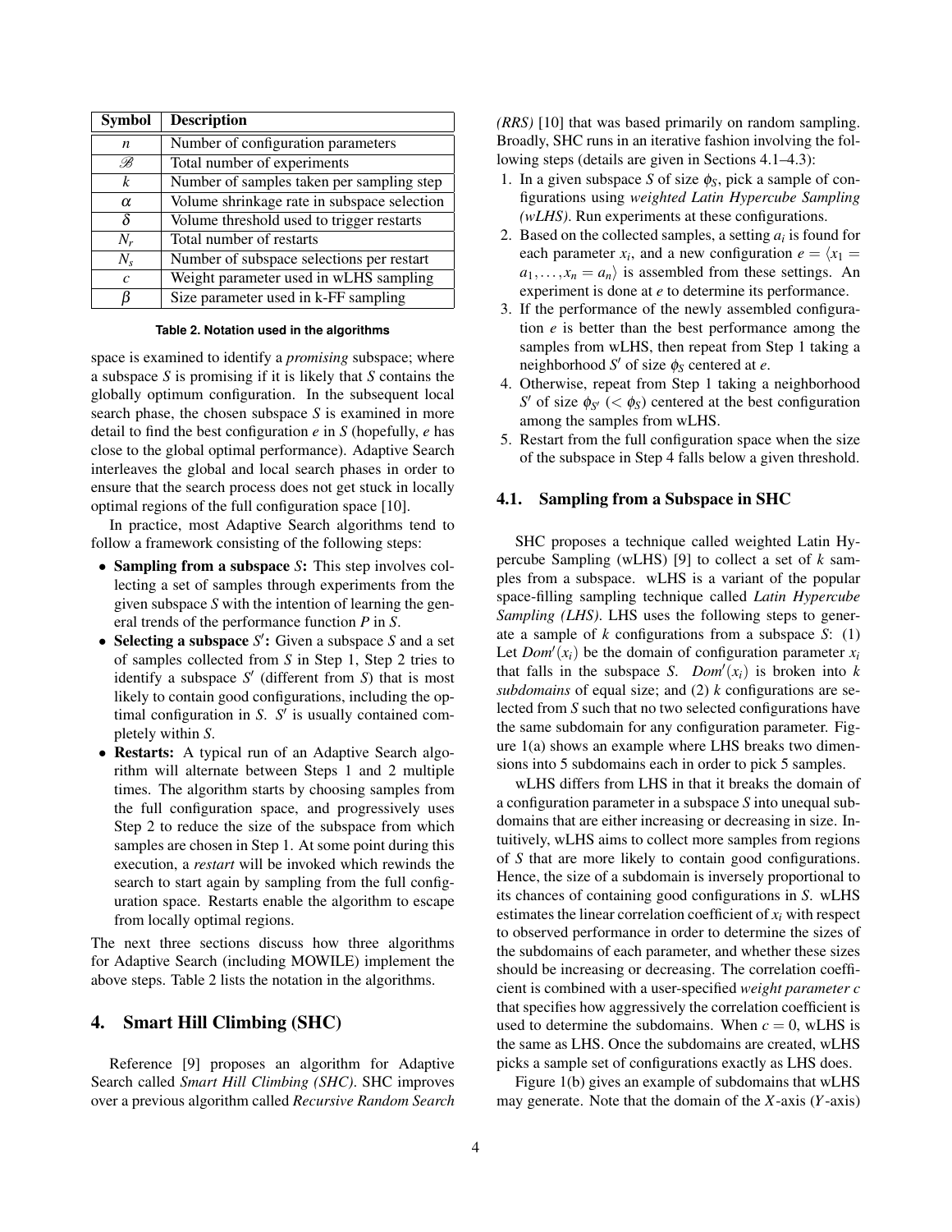| Symbol | Description |
| --- | --- |
| $n$ | Number of configuration parameters |
| $\mathscr{B}$ | Total number of experiments |
| $k$ | Number of samples taken per sampling step |
| $\alpha$ | Volume shrinkage rate in subspace selection |
| $\delta$ | Volume threshold used to trigger restarts |
| $N_r$ | Total number of restarts |
| $N_s$ | Number of subspace selections per restart |
| $c$ | Weight parameter used in wLHS sampling |
| $\beta$ | Size parameter used in k-FF sampling |

**Table 2. Notation used in the algorithms**

space is examined to identify a *promising* subspace; where a subspace $S$ is promising if it is likely that $S$ contains the globally optimum configuration. In the subsequent local search phase, the chosen subspace $S$ is examined in more detail to find the best configuration $e$ in $S$ (hopefully, $e$ has close to the global optimal performance). Adaptive Search interleaves the global and local search phases in order to ensure that the search process does not get stuck in locally optimal regions of the full configuration space [10].

In practice, most Adaptive Search algorithms tend to follow a framework consisting of the following steps:

- **Sampling from a subspace $S$:** This step involves collecting a set of samples through experiments from the given subspace $S$ with the intention of learning the general trends of the performance function $P$ in $S$.
- **Selecting a subspace $S'$:** Given a subspace $S$ and a set of samples collected from $S$ in Step 1, Step 2 tries to identify a subspace $S'$ (different from $S$) that is most likely to contain good configurations, including the optimal configuration in $S$. $S'$ is usually contained completely within $S$.
- **Restarts:** A typical run of an Adaptive Search algorithm will alternate between Steps 1 and 2 multiple times. The algorithm starts by choosing samples from the full configuration space, and progressively uses Step 2 to reduce the size of the subspace from which samples are chosen in Step 1. At some point during this execution, a *restart* will be invoked which rewinds the search to start again by sampling from the full configuration space. Restarts enable the algorithm to escape from locally optimal regions.

The next three sections discuss how three algorithms for Adaptive Search (including MOWILE) implement the above steps. Table 2 lists the notation in the algorithms.

## 4. Smart Hill Climbing (SHC)

Reference [9] proposes an algorithm for Adaptive Search called *Smart Hill Climbing (SHC)*. SHC improves over a previous algorithm called *Recursive Random Search (RRS)* [10] that was based primarily on random sampling. Broadly, SHC runs in an iterative fashion involving the following steps (details are given in Sections 4.1–4.3):

1. In a given subspace $S$ of size $\phi_S$, pick a sample of configurations using *weighted Latin Hypercube Sampling (wLHS)*. Run experiments at these configurations.
2. Based on the collected samples, a setting $a_i$ is found for each parameter $x_i$, and a new configuration $e = \langle x_1 = a_1, \ldots, x_n = a_n \rangle$ is assembled from these settings. An experiment is done at $e$ to determine its performance.
3. If the performance of the newly assembled configuration $e$ is better than the best performance among the samples from wLHS, then repeat from Step 1 taking a neighborhood $S'$ of size $\phi_S$ centered at $e$.
4. Otherwise, repeat from Step 1 taking a neighborhood $S'$ of size $\phi_{S'}$ ($< \phi_S$) centered at the best configuration among the samples from wLHS.
5. Restart from the full configuration space when the size of the subspace in Step 4 falls below a given threshold.

### 4.1. Sampling from a Subspace in SHC

SHC proposes a technique called weighted Latin Hypercube Sampling (wLHS) [9] to collect a set of $k$ samples from a subspace. wLHS is a variant of the popular space-filling sampling technique called *Latin Hypercube Sampling (LHS)*. LHS uses the following steps to generate a sample of $k$ configurations from a subspace $S$: (1) Let $Dom'(x_i)$ be the domain of configuration parameter $x_i$ that falls in the subspace $S$. $Dom'(x_i)$ is broken into $k$ *subdomains* of equal size; and (2) $k$ configurations are selected from $S$ such that no two selected configurations have the same subdomain for any configuration parameter. Figure 1(a) shows an example where LHS breaks two dimensions into 5 subdomains each in order to pick 5 samples.

wLHS differs from LHS in that it breaks the domain of a configuration parameter in a subspace $S$ into unequal subdomains that are either increasing or decreasing in size. Intuitively, wLHS aims to collect more samples from regions of $S$ that are more likely to contain good configurations. Hence, the size of a subdomain is inversely proportional to its chances of containing good configurations in $S$. wLHS estimates the linear correlation coefficient of $x_i$ with respect to observed performance in order to determine the sizes of the subdomains of each parameter, and whether these sizes should be increasing or decreasing. The correlation coefficient is combined with a user-specified *weight parameter c* that specifies how aggressively the correlation coefficient is used to determine the subdomains. When $c = 0$, wLHS is the same as LHS. Once the subdomains are created, wLHS picks a sample set of configurations exactly as LHS does.

Figure 1(b) gives an example of subdomains that wLHS may generate. Note that the domain of the $X$-axis ($Y$-axis)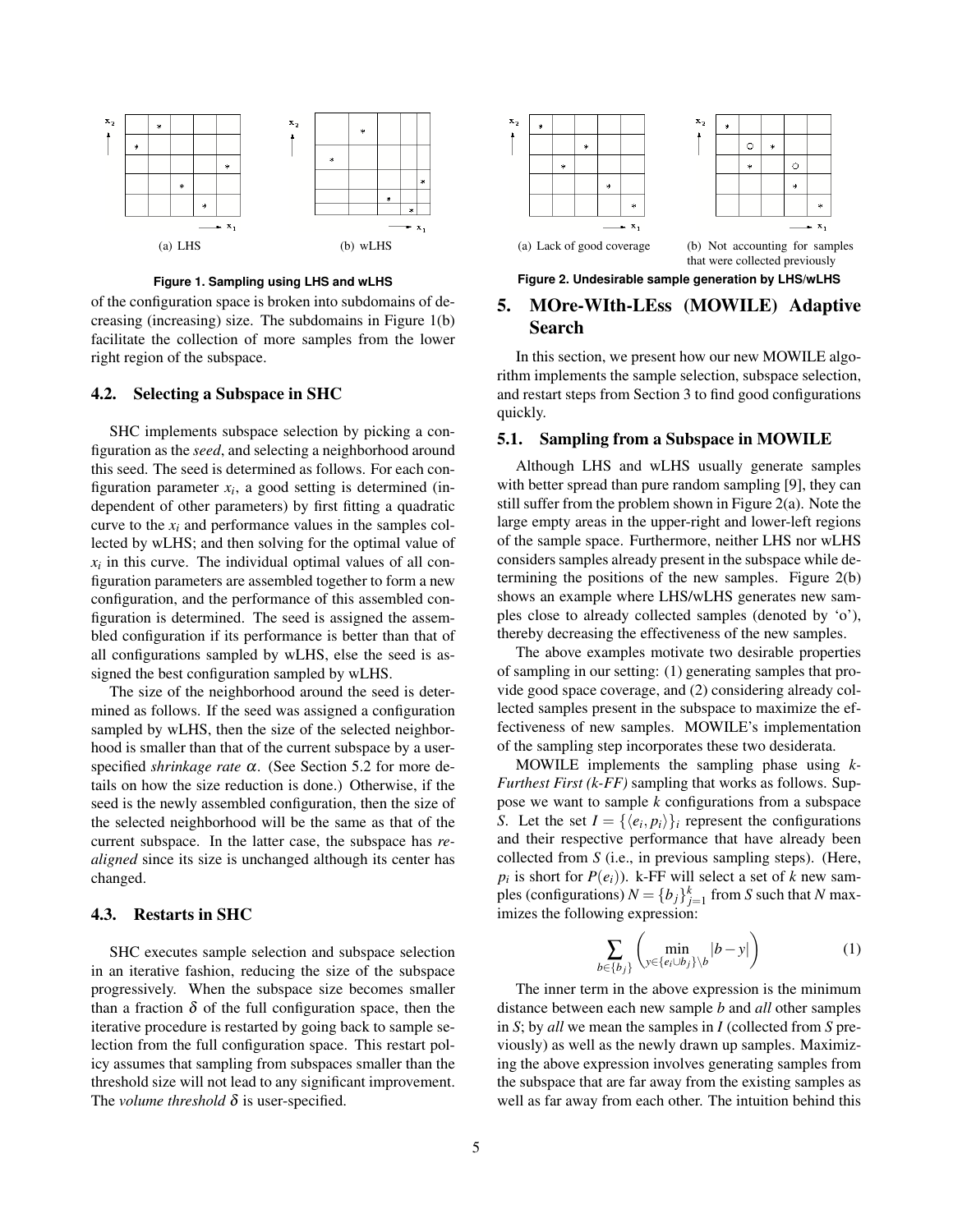(a) LHS

(b) wLHS

**Figure 1. Sampling using LHS and wLHS**

of the configuration space is broken into subdomains of decreasing (increasing) size. The subdomains in Figure 1(b) facilitate the collection of more samples from the lower right region of the subspace.

### 4.2. Selecting a Subspace in SHC

SHC implements subspace selection by picking a configuration as the *seed*, and selecting a neighborhood around this seed. The seed is determined as follows. For each configuration parameter $x_i$, a good setting is determined (independent of other parameters) by first fitting a quadratic curve to the $x_i$ and performance values in the samples collected by wLHS; and then solving for the optimal value of $x_i$ in this curve. The individual optimal values of all configuration parameters are assembled together to form a new configuration, and the performance of this assembled configuration is determined. The seed is assigned the assembled configuration if its performance is better than that of all configurations sampled by wLHS, else the seed is assigned the best configuration sampled by wLHS.

The size of the neighborhood around the seed is determined as follows. If the seed was assigned a configuration sampled by wLHS, then the size of the selected neighborhood is smaller than that of the current subspace by a user-specified *shrinkage rate* $\alpha$. (See Section 5.2 for more details on how the size reduction is done.) Otherwise, if the seed is the newly assembled configuration, then the size of the selected neighborhood will be the same as that of the current subspace. In the latter case, the subspace has *realigned* since its size is unchanged although its center has changed.

### 4.3. Restarts in SHC

SHC executes sample selection and subspace selection in an iterative fashion, reducing the size of the subspace progressively. When the subspace size becomes smaller than a fraction $\delta$ of the full configuration space, then the iterative procedure is restarted by going back to sample selection from the full configuration space. This restart policy assumes that sampling from subspaces smaller than the threshold size will not lead to any significant improvement. The *volume threshold* $\delta$ is user-specified.

(a) Lack of good coverage

(b) Not accounting for samples that were collected previously

**Figure 2. Undesirable sample generation by LHS/wLHS**

## 5. MOre-WIth-LEss (MOWILE) Adaptive Search

In this section, we present how our new MOWILE algorithm implements the sample selection, subspace selection, and restart steps from Section 3 to find good configurations quickly.

### 5.1. Sampling from a Subspace in MOWILE

Although LHS and wLHS usually generate samples with better spread than pure random sampling [9], they can still suffer from the problem shown in Figure 2(a). Note the large empty areas in the upper-right and lower-left regions of the sample space. Furthermore, neither LHS nor wLHS considers samples already present in the subspace while determining the positions of the new samples. Figure 2(b) shows an example where LHS/wLHS generates new samples close to already collected samples (denoted by 'o'), thereby decreasing the effectiveness of the new samples.

The above examples motivate two desirable properties of sampling in our setting: (1) generating samples that provide good space coverage, and (2) considering already collected samples present in the subspace to maximize the effectiveness of new samples. MOWILE's implementation of the sampling step incorporates these two desiderata.

MOWILE implements the sampling phase using *k-Furthest First (k-FF)* sampling that works as follows. Suppose we want to sample $k$ configurations from a subspace $S$. Let the set $I = \{\langle e_i, p_i \rangle\}_i$ represent the configurations and their respective performance that have already been collected from $S$ (i.e., in previous sampling steps). (Here, $p_i$ is short for $P(e_i)$). k-FF will select a set of $k$ new samples (configurations) $N = \{b_j\}_{j=1}^{k}$ from $S$ such that $N$ maximizes the following expression:

$$\sum_{b \in \{b_j\}} \left( \min_{y \in \{e_i \cup b_j\} \setminus b} |b - y| \right) \tag{1}$$

The inner term in the above expression is the minimum distance between each new sample $b$ and *all* other samples in $S$; by *all* we mean the samples in $I$ (collected from $S$ previously) as well as the newly drawn up samples. Maximizing the above expression involves generating samples from the subspace that are far away from the existing samples as well as far away from each other. The intuition behind this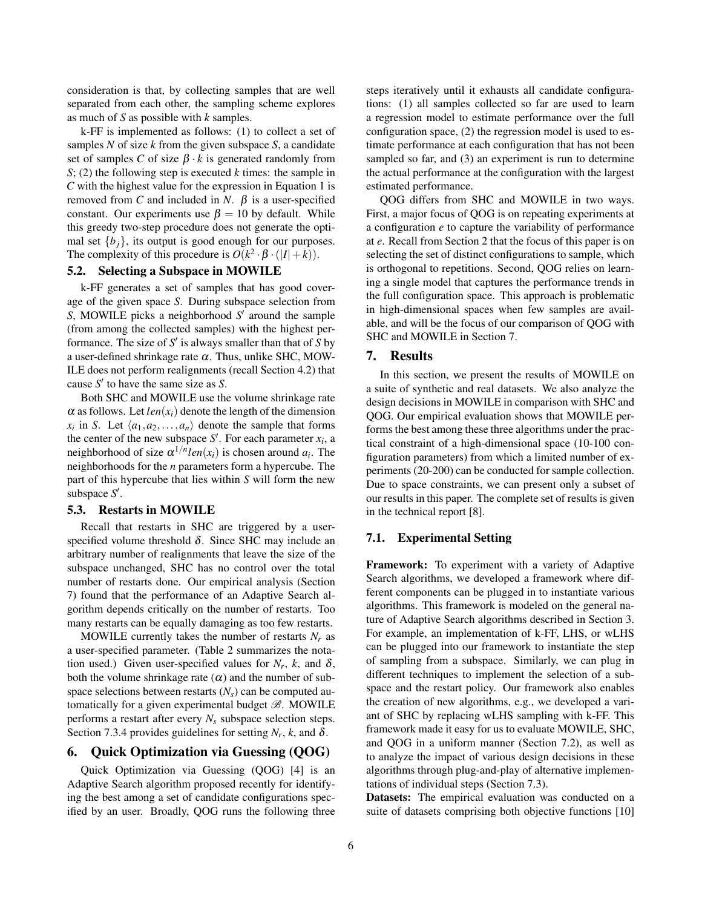consideration is that, by collecting samples that are well separated from each other, the sampling scheme explores as much of $S$ as possible with $k$ samples.

k-FF is implemented as follows: (1) to collect a set of samples $N$ of size $k$ from the given subspace $S$, a candidate set of samples $C$ of size $\beta \cdot k$ is generated randomly from $S$; (2) the following step is executed $k$ times: the sample in $C$ with the highest value for the expression in Equation 1 is removed from $C$ and included in $N$. $\beta$ is a user-specified constant. Our experiments use $\beta = 10$ by default. While this greedy two-step procedure does not generate the optimal set $\{b_j\}$, its output is good enough for our purposes. The complexity of this procedure is $O(k^2 \cdot \beta \cdot (|I| + k))$.

### 5.2. Selecting a Subspace in MOWILE

k-FF generates a set of samples that has good coverage of the given space $S$. During subspace selection from $S$, MOWILE picks a neighborhood $S'$ around the sample (from among the collected samples) with the highest performance. The size of $S'$ is always smaller than that of $S$ by a user-defined shrinkage rate $\alpha$. Thus, unlike SHC, MOWILE does not perform realignments (recall Section 4.2) that cause $S'$ to have the same size as $S$.

Both SHC and MOWILE use the volume shrinkage rate $\alpha$ as follows. Let $len(x_i)$ denote the length of the dimension $x_i$ in $S$. Let $\langle a_1, a_2, \ldots, a_n \rangle$ denote the sample that forms the center of the new subspace $S'$. For each parameter $x_i$, a neighborhood of size $\alpha^{1/n} len(x_i)$ is chosen around $a_i$. The neighborhoods for the $n$ parameters form a hypercube. The part of this hypercube that lies within $S$ will form the new subspace $S'$.

### 5.3. Restarts in MOWILE

Recall that restarts in SHC are triggered by a user-specified volume threshold $\delta$. Since SHC may include an arbitrary number of realignments that leave the size of the subspace unchanged, SHC has no control over the total number of restarts done. Our empirical analysis (Section 7) found that the performance of an Adaptive Search algorithm depends critically on the number of restarts. Too many restarts can be equally damaging as too few restarts.

MOWILE currently takes the number of restarts $N_r$ as a user-specified parameter. (Table 2 summarizes the notation used.) Given user-specified values for $N_r$, $k$, and $\delta$, both the volume shrinkage rate ($\alpha$) and the number of subspace selections between restarts ($N_s$) can be computed automatically for a given experimental budget $\mathscr{B}$. MOWILE performs a restart after every $N_s$ subspace selection steps. Section 7.3.4 provides guidelines for setting $N_r$, $k$, and $\delta$.

## 6. Quick Optimization via Guessing (QOG)

Quick Optimization via Guessing (QOG) [4] is an Adaptive Search algorithm proposed recently for identifying the best among a set of candidate configurations specified by an user. Broadly, QOG runs the following three steps iteratively until it exhausts all candidate configurations: (1) all samples collected so far are used to learn a regression model to estimate performance over the full configuration space, (2) the regression model is used to estimate performance at each configuration that has not been sampled so far, and (3) an experiment is run to determine the actual performance at the configuration with the largest estimated performance.

QOG differs from SHC and MOWILE in two ways. First, a major focus of QOG is on repeating experiments at a configuration $e$ to capture the variability of performance at $e$. Recall from Section 2 that the focus of this paper is on selecting the set of distinct configurations to sample, which is orthogonal to repetitions. Second, QOG relies on learning a single model that captures the performance trends in the full configuration space. This approach is problematic in high-dimensional spaces when few samples are available, and will be the focus of our comparison of QOG with SHC and MOWILE in Section 7.

## 7. Results

In this section, we present the results of MOWILE on a suite of synthetic and real datasets. We also analyze the design decisions in MOWILE in comparison with SHC and QOG. Our empirical evaluation shows that MOWILE performs the best among these three algorithms under the practical constraint of a high-dimensional space (10-100 configuration parameters) from which a limited number of experiments (20-200) can be conducted for sample collection. Due to space constraints, we can present only a subset of our results in this paper. The complete set of results is given in the technical report [8].

### 7.1. Experimental Setting

**Framework:** To experiment with a variety of Adaptive Search algorithms, we developed a framework where different components can be plugged in to instantiate various algorithms. This framework is modeled on the general nature of Adaptive Search algorithms described in Section 3. For example, an implementation of k-FF, LHS, or wLHS can be plugged into our framework to instantiate the step of sampling from a subspace. Similarly, we can plug in different techniques to implement the selection of a subspace and the restart policy. Our framework also enables the creation of new algorithms, e.g., we developed a variant of SHC by replacing wLHS sampling with k-FF. This framework made it easy for us to evaluate MOWILE, SHC, and QOG in a uniform manner (Section 7.2), as well as to analyze the impact of various design decisions in these algorithms through plug-and-play of alternative implementations of individual steps (Section 7.3).

**Datasets:** The empirical evaluation was conducted on a suite of datasets comprising both objective functions [10]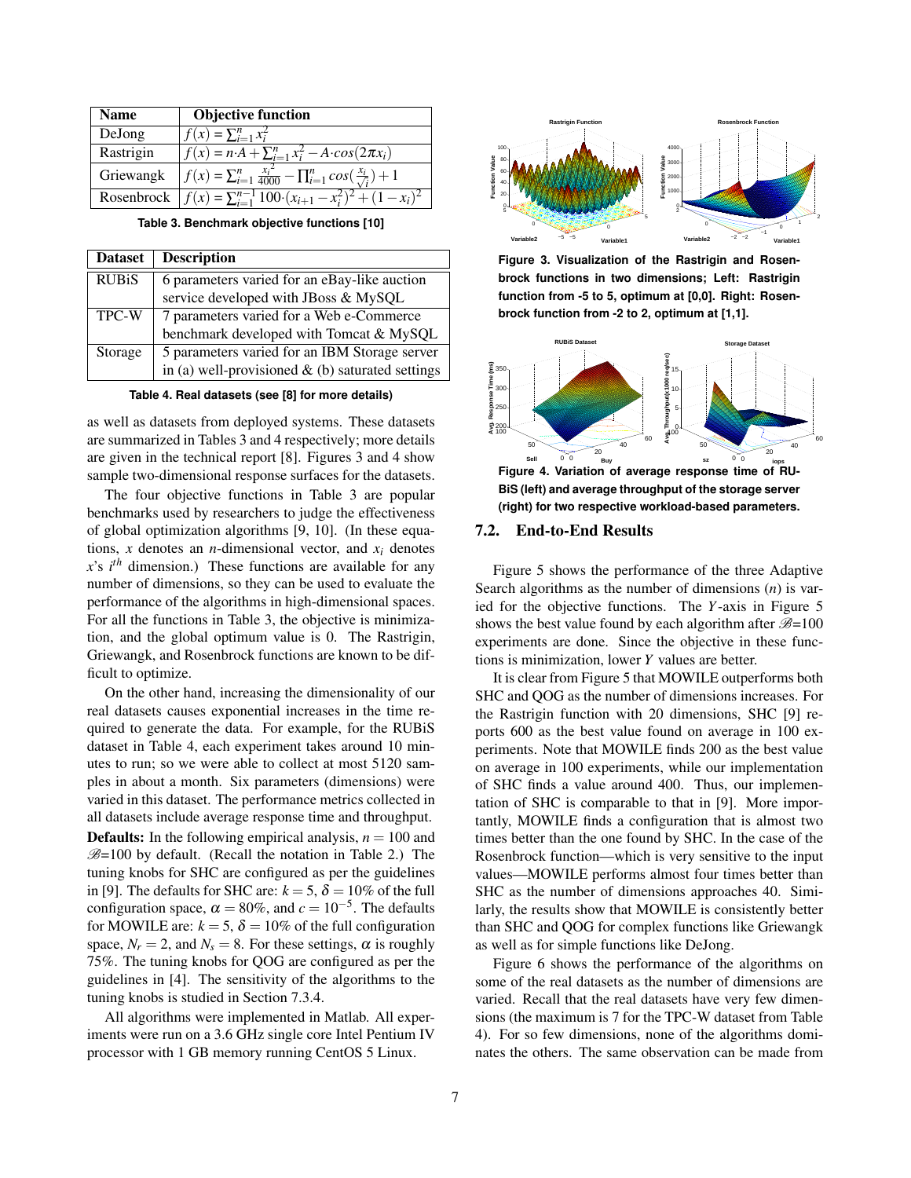| Name | Objective function |
|---|---|
| DeJong | $f(x) = \sum_{i=1}^{n} x_i^2$ |
| Rastrigin | $f(x) = n{\cdot}A + \sum_{i=1}^{n} x_i^2 - A{\cdot}cos(2\pi x_i)$ |
| Griewangk | $f(x) = \sum_{i=1}^{n} \frac{x_i^2}{4000} - \prod_{i=1}^{n} cos(\frac{x_i}{\sqrt{i}}) + 1$ |
| Rosenbrock | $f(x) = \sum_{i=1}^{n-1} 100{\cdot}(x_{i+1} - x_i^2)^2 + (1 - x_i)^2$ |

**Table 3. Benchmark objective functions [10]**

| Dataset | Description |
|---|---|
| RUBiS | 6 parameters varied for an eBay-like auction service developed with JBoss & MySQL |
| TPC-W | 7 parameters varied for a Web e-Commerce benchmark developed with Tomcat & MySQL |
| Storage | 5 parameters varied for an IBM Storage server in (a) well-provisioned & (b) saturated settings |

**Table 4. Real datasets (see [8] for more details)**

as well as datasets from deployed systems. These datasets are summarized in Tables 3 and 4 respectively; more details are given in the technical report [8]. Figures 3 and 4 show sample two-dimensional response surfaces for the datasets.

The four objective functions in Table 3 are popular benchmarks used by researchers to judge the effectiveness of global optimization algorithms [9, 10]. (In these equations, $x$ denotes an $n$-dimensional vector, and $x_i$ denotes $x$'s $i^{th}$ dimension.) These functions are available for any number of dimensions, so they can be used to evaluate the performance of the algorithms in high-dimensional spaces. For all the functions in Table 3, the objective is minimization, and the global optimum value is 0. The Rastrigin, Griewangk, and Rosenbrock functions are known to be difficult to optimize.

On the other hand, increasing the dimensionality of our real datasets causes exponential increases in the time required to generate the data. For example, for the RUBiS dataset in Table 4, each experiment takes around 10 minutes to run; so we were able to collect at most 5120 samples in about a month. Six parameters (dimensions) were varied in this dataset. The performance metrics collected in all datasets include average response time and throughput.

**Defaults:** In the following empirical analysis, $n = 100$ and $\mathscr{B}$=100 by default. (Recall the notation in Table 2.) The tuning knobs for SHC are configured as per the guidelines in [9]. The defaults for SHC are: $k = 5$, $\delta = 10\%$ of the full configuration space, $\alpha = 80\%$, and $c = 10^{-5}$. The defaults for MOWILE are: $k = 5$, $\delta = 10\%$ of the full configuration space, $N_r = 2$, and $N_s = 8$. For these settings, $\alpha$ is roughly 75%. The tuning knobs for QOG are configured as per the guidelines in [4]. The sensitivity of the algorithms to the tuning knobs is studied in Section 7.3.4.

All algorithms were implemented in Matlab. All experiments were run on a 3.6 GHz single core Intel Pentium IV processor with 1 GB memory running CentOS 5 Linux.

**Figure 3. Visualization of the Rastrigin and Rosenbrock functions in two dimensions; Left: Rastrigin function from -5 to 5, optimum at [0,0]. Right: Rosenbrock function from -2 to 2, optimum at [1,1].**

**Figure 4. Variation of average response time of RUBiS (left) and average throughput of the storage server (right) for two respective workload-based parameters.**

## 7.2. End-to-End Results

Figure 5 shows the performance of the three Adaptive Search algorithms as the number of dimensions ($n$) is varied for the objective functions. The $Y$-axis in Figure 5 shows the best value found by each algorithm after $\mathscr{B}$=100 experiments are done. Since the objective in these functions is minimization, lower $Y$ values are better.

It is clear from Figure 5 that MOWILE outperforms both SHC and QOG as the number of dimensions increases. For the Rastrigin function with 20 dimensions, SHC [9] reports 600 as the best value found on average in 100 experiments. Note that MOWILE finds 200 as the best value on average in 100 experiments, while our implementation of SHC finds a value around 400. Thus, our implementation of SHC is comparable to that in [9]. More importantly, MOWILE finds a configuration that is almost two times better than the one found by SHC. In the case of the Rosenbrock function—which is very sensitive to the input values—MOWILE performs almost four times better than SHC as the number of dimensions approaches 40. Similarly, the results show that MOWILE is consistently better than SHC and QOG for complex functions like Griewangk as well as for simple functions like DeJong.

Figure 6 shows the performance of the algorithms on some of the real datasets as the number of dimensions are varied. Recall that the real datasets have very few dimensions (the maximum is 7 for the TPC-W dataset from Table 4). For so few dimensions, none of the algorithms dominates the others. The same observation can be made from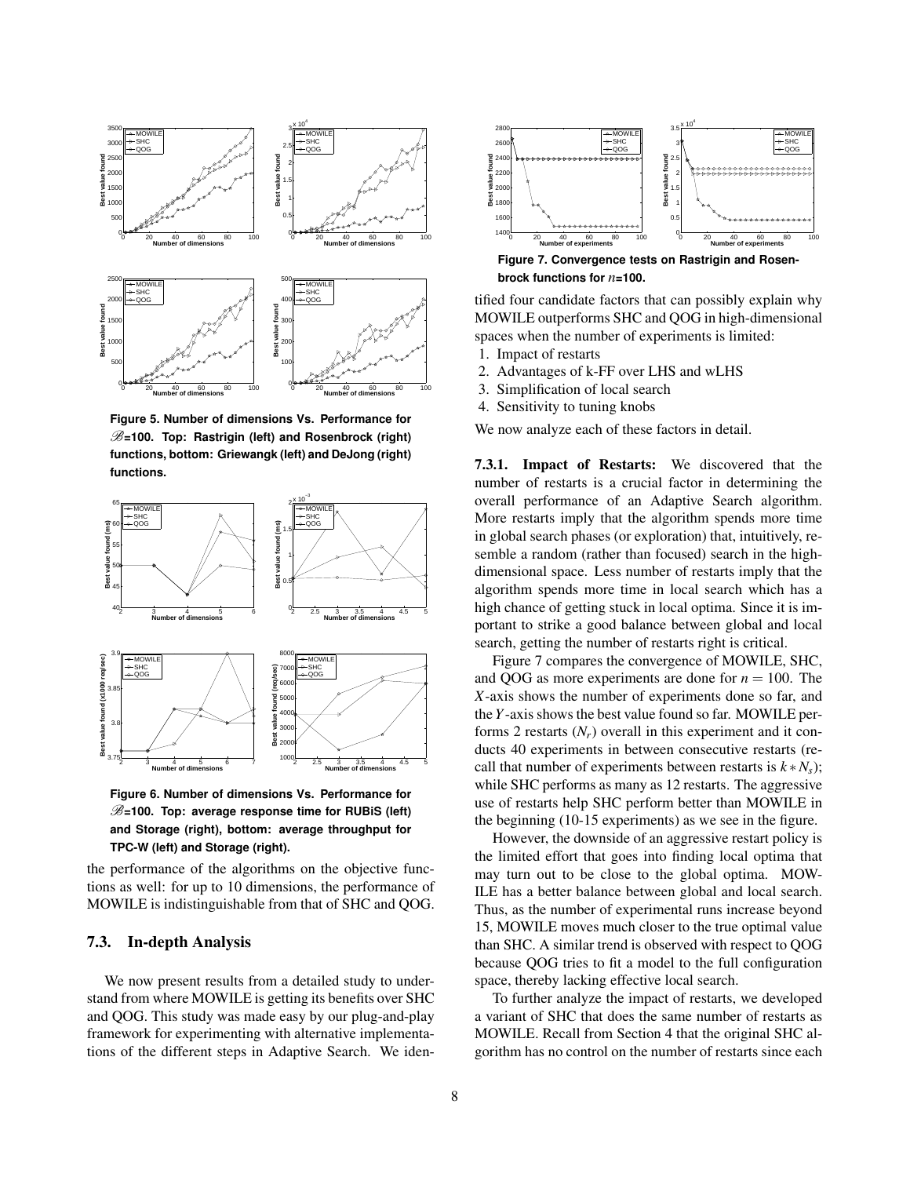**Figure 5. Number of dimensions Vs. Performance for $\mathscr{B}$=100. Top: Rastrigin (left) and Rosenbrock (right) functions, bottom: Griewangk (left) and DeJong (right) functions.**

**Figure 6. Number of dimensions Vs. Performance for $\mathscr{B}$=100. Top: average response time for RUBiS (left) and Storage (right), bottom: average throughput for TPC-W (left) and Storage (right).**

the performance of the algorithms on the objective functions as well: for up to 10 dimensions, the performance of MOWILE is indistinguishable from that of SHC and QOG.

### 7.3. In-depth Analysis

We now present results from a detailed study to understand from where MOWILE is getting its benefits over SHC and QOG. This study was made easy by our plug-and-play framework for experimenting with alternative implementations of the different steps in Adaptive Search. We identified four candidate factors that can possibly explain why MOWILE outperforms SHC and QOG in high-dimensional spaces when the number of experiments is limited:

1. Impact of restarts
2. Advantages of k-FF over LHS and wLHS
3. Simplification of local search
4. Sensitivity to tuning knobs

We now analyze each of these factors in detail.

**Figure 7. Convergence tests on Rastrigin and Rosenbrock functions for $n$=100.**

**7.3.1. Impact of Restarts:** We discovered that the number of restarts is a crucial factor in determining the overall performance of an Adaptive Search algorithm. More restarts imply that the algorithm spends more time in global search phases (or exploration) that, intuitively, resemble a random (rather than focused) search in the high-dimensional space. Less number of restarts imply that the algorithm spends more time in local search which has a high chance of getting stuck in local optima. Since it is important to strike a good balance between global and local search, getting the number of restarts right is critical.

Figure 7 compares the convergence of MOWILE, SHC, and QOG as more experiments are done for $n = 100$. The $X$-axis shows the number of experiments done so far, and the $Y$-axis shows the best value found so far. MOWILE performs 2 restarts ($N_r$) overall in this experiment and it conducts 40 experiments in between consecutive restarts (recall that number of experiments between restarts is $k * N_s$); while SHC performs as many as 12 restarts. The aggressive use of restarts help SHC perform better than MOWILE in the beginning (10-15 experiments) as we see in the figure.

However, the downside of an aggressive restart policy is the limited effort that goes into finding local optima that may turn out to be close to the global optima. MOWILE has a better balance between global and local search. Thus, as the number of experimental runs increase beyond 15, MOWILE moves much closer to the true optimal value than SHC. A similar trend is observed with respect to QOG because QOG tries to fit a model to the full configuration space, thereby lacking effective local search.

To further analyze the impact of restarts, we developed a variant of SHC that does the same number of restarts as MOWILE. Recall from Section 4 that the original SHC algorithm has no control on the number of restarts since each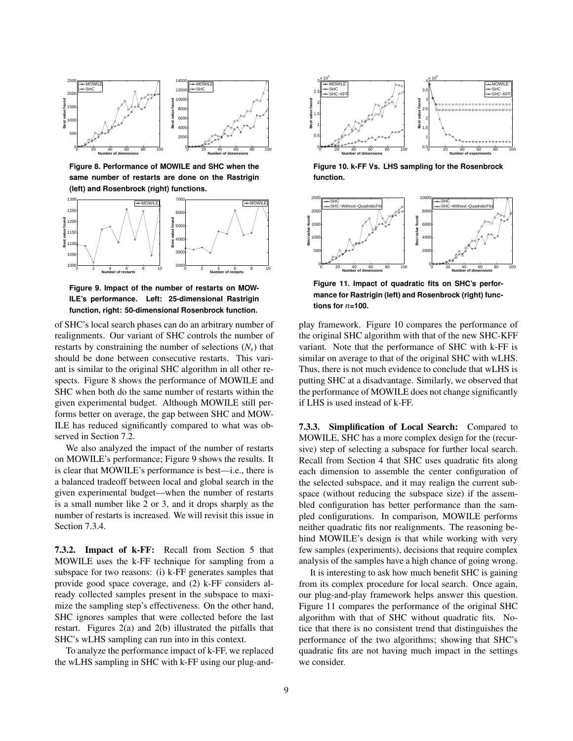Figure 8. Performance of MOWILE and SHC when the same number of restarts are done on the Rastrigin (left) and Rosenbrock (right) functions.

Figure 9. Impact of the number of restarts on MOWILE's performance. Left: 25-dimensional Rastrigin function, right: 50-dimensional Rosenbrock function.

of SHC's local search phases can do an arbitrary number of realignments. Our variant of SHC controls the number of restarts by constraining the number of selections ($N_s$) that should be done between consecutive restarts. This variant is similar to the original SHC algorithm in all other respects. Figure 8 shows the performance of MOWILE and SHC when both do the same number of restarts within the given experimental budget. Although MOWILE still performs better on average, the gap between SHC and MOWILE has reduced significantly compared to what was observed in Section 7.2.

We also analyzed the impact of the number of restarts on MOWILE's performance; Figure 9 shows the results. It is clear that MOWILE's performance is best—i.e., there is a balanced tradeoff between local and global search in the given experimental budget—when the number of restarts is a small number like 2 or 3, and it drops sharply as the number of restarts is increased. We will revisit this issue in Section 7.3.4.

**7.3.2. Impact of k-FF:** Recall from Section 5 that MOWILE uses the k-FF technique for sampling from a subspace for two reasons: (i) k-FF generates samples that provide good space coverage, and (2) k-FF considers already collected samples present in the subspace to maximize the sampling step's effectiveness. On the other hand, SHC ignores samples that were collected before the last restart. Figures 2(a) and 2(b) illustrated the pitfalls that SHC's wLHS sampling can run into in this context.

To analyze the performance impact of k-FF, we replaced the wLHS sampling in SHC with k-FF using our plug-and-play framework. Figure 10 compares the performance of the original SHC algorithm with that of the new SHC-KFF variant. Note that the performance of SHC with k-FF is similar on average to that of the original SHC with wLHS. Thus, there is not much evidence to conclude that wLHS is putting SHC at a disadvantage. Similarly, we observed that the performance of MOWILE does not change significantly if LHS is used instead of k-FF.

Figure 10. k-FF Vs. LHS sampling for the Rosenbrock function.

Figure 11. Impact of quadratic fits on SHC's performance for Rastrigin (left) and Rosenbrock (right) functions for $n$=100.

**7.3.3. Simplification of Local Search:** Compared to MOWILE, SHC has a more complex design for the (recursive) step of selecting a subspace for further local search. Recall from Section 4 that SHC uses quadratic fits along each dimension to assemble the center configuration of the selected subspace, and it may realign the current subspace (without reducing the subspace size) if the assembled configuration has better performance than the sampled configurations. In comparison, MOWILE performs neither quadratic fits nor realignments. The reasoning behind MOWILE's design is that while working with very few samples (experiments), decisions that require complex analysis of the samples have a high chance of going wrong.

It is interesting to ask how much benefit SHC is gaining from its complex procedure for local search. Once again, our plug-and-play framework helps answer this question. Figure 11 compares the performance of the original SHC algorithm with that of SHC without quadratic fits. Notice that there is no consistent trend that distinguishes the performance of the two algorithms; showing that SHC's quadratic fits are not having much impact in the settings we consider.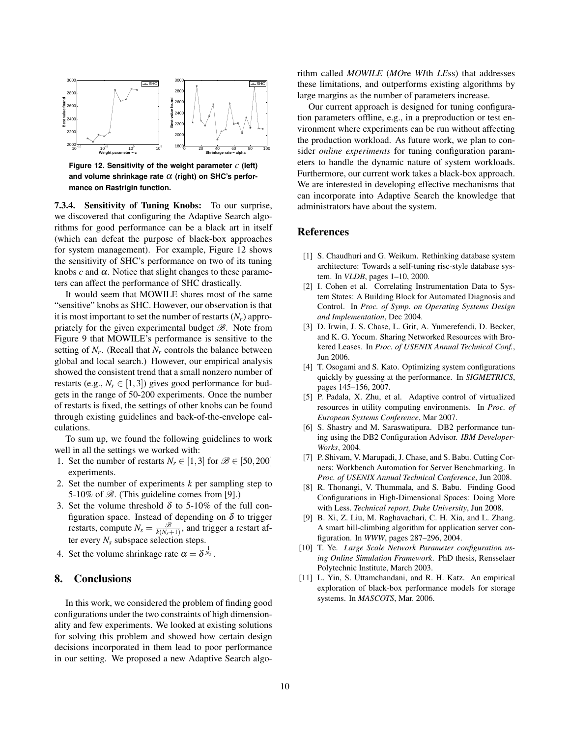3000
2800
2600
2400
2200
2000
Best value found
SHC
$10^{-10}$ $10^{-5}$ $10^{0}$ $10^{5}$
Weight parameter – c

3000
2800
2600
2400
2200
2000
1800
Best value found
SHC
0 20 40 60 80 100
Shrinkage rate – alpha

**Figure 12. Sensitivity of the weight parameter $c$ (left) and volume shrinkage rate $\alpha$ (right) on SHC's performance on Rastrigin function.**

**7.3.4. Sensitivity of Tuning Knobs:** To our surprise, we discovered that configuring the Adaptive Search algorithms for good performance can be a black art in itself (which can defeat the purpose of black-box approaches for system management). For example, Figure 12 shows the sensitivity of SHC's performance on two of its tuning knobs $c$ and $\alpha$. Notice that slight changes to these parameters can affect the performance of SHC drastically.

It would seem that MOWILE shares most of the same "sensitive" knobs as SHC. However, our observation is that it is most important to set the number of restarts ($N_r$) appropriately for the given experimental budget $\mathscr{B}$. Note from Figure 9 that MOWILE's performance is sensitive to the setting of $N_r$. (Recall that $N_r$ controls the balance between global and local search.) However, our empirical analysis showed the consistent trend that a small nonzero number of restarts (e.g., $N_r \in [1,3]$) gives good performance for budgets in the range of 50-200 experiments. Once the number of restarts is fixed, the settings of other knobs can be found through existing guidelines and back-of-the-envelope calculations.

To sum up, we found the following guidelines to work well in all the settings we worked with:

1. Set the number of restarts $N_r \in [1,3]$ for $\mathscr{B} \in [50,200]$ experiments.
2. Set the number of experiments $k$ per sampling step to 5-10% of $\mathscr{B}$. (This guideline comes from [9].)
3. Set the volume threshold $\delta$ to 5-10% of the full configuration space. Instead of depending on $\delta$ to trigger restarts, compute $N_s = \frac{\mathscr{B}}{k(N_r+1)}$, and trigger a restart after every $N_s$ subspace selection steps.
4. Set the volume shrinkage rate $\alpha = \delta^{\frac{1}{N_s}}$.

## 8. Conclusions

In this work, we considered the problem of finding good configurations under the two constraints of high dimensionality and few experiments. We looked at existing solutions for solving this problem and showed how certain design decisions incorporated in them lead to poor performance in our setting. We proposed a new Adaptive Search algorithm called *MOWILE* (*MO*re *WI*th *LE*ss) that addresses these limitations, and outperforms existing algorithms by large margins as the number of parameters increase.

Our current approach is designed for tuning configuration parameters offline, e.g., in a preproduction or test environment where experiments can be run without affecting the production workload. As future work, we plan to consider *online experiments* for tuning configuration parameters to handle the dynamic nature of system workloads. Furthermore, our current work takes a black-box approach. We are interested in developing effective mechanisms that can incorporate into Adaptive Search the knowledge that administrators have about the system.

## References

[1] S. Chaudhuri and G. Weikum. Rethinking database system architecture: Towards a self-tuning risc-style database system. In *VLDB*, pages 1–10, 2000.

[2] I. Cohen et al. Correlating Instrumentation Data to System States: A Building Block for Automated Diagnosis and Control. In *Proc. of Symp. on Operating Systems Design and Implementation*, Dec 2004.

[3] D. Irwin, J. S. Chase, L. Grit, A. Yumerefendi, D. Becker, and K. G. Yocum. Sharing Networked Resources with Brokered Leases. In *Proc. of USENIX Annual Technical Conf.*, Jun 2006.

[4] T. Osogami and S. Kato. Optimizing system configurations quickly by guessing at the performance. In *SIGMETRICS*, pages 145–156, 2007.

[5] P. Padala, X. Zhu, et al. Adaptive control of virtualized resources in utility computing environments. In *Proc. of European Systems Conference*, Mar 2007.

[6] S. Shastry and M. Saraswatipura. DB2 performance tuning using the DB2 Configuration Advisor. *IBM DeveloperWorks*, 2004.

[7] P. Shivam, V. Marupadi, J. Chase, and S. Babu. Cutting Corners: Workbench Automation for Server Benchmarking. In *Proc. of USENIX Annual Technical Conference*, Jun 2008.

[8] R. Thonangi, V. Thummala, and S. Babu. Finding Good Configurations in High-Dimensional Spaces: Doing More with Less. *Technical report, Duke University*, Jun 2008.

[9] B. Xi, Z. Liu, M. Raghavachari, C. H. Xia, and L. Zhang. A smart hill-climbing algorithm for application server configuration. In *WWW*, pages 287–296, 2004.

[10] T. Ye. *Large Scale Network Parameter configuration using Online Simulation Framework*. PhD thesis, Rensselaer Polytechnic Institute, March 2003.

[11] L. Yin, S. Uttamchandani, and R. H. Katz. An empirical exploration of black-box performance models for storage systems. In *MASCOTS*, Mar. 2006.